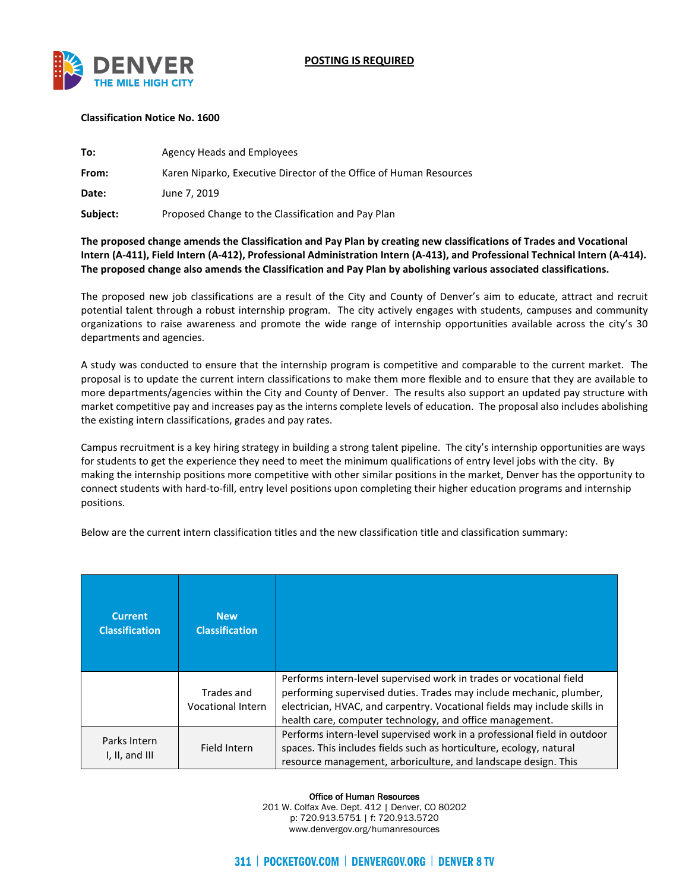**POSTING IS REQUIRED**

**Classification Notice No. 1600**

| | |
|---|---|
| **To:** | Agency Heads and Employees |
| **From:** | Karen Niparko, Executive Director of the Office of Human Resources |
| **Date:** | June 7, 2019 |
| **Subject:** | Proposed Change to the Classification and Pay Plan |

**The proposed change amends the Classification and Pay Plan by creating new classifications of Trades and Vocational Intern (A-411), Field Intern (A-412), Professional Administration Intern (A-413), and Professional Technical Intern (A-414). The proposed change also amends the Classification and Pay Plan by abolishing various associated classifications.**

The proposed new job classifications are a result of the City and County of Denver's aim to educate, attract and recruit potential talent through a robust internship program. The city actively engages with students, campuses and community organizations to raise awareness and promote the wide range of internship opportunities available across the city's 30 departments and agencies.

A study was conducted to ensure that the internship program is competitive and comparable to the current market. The proposal is to update the current intern classifications to make them more flexible and to ensure that they are available to more departments/agencies within the City and County of Denver. The results also support an updated pay structure with market competitive pay and increases pay as the interns complete levels of education. The proposal also includes abolishing the existing intern classifications, grades and pay rates.

Campus recruitment is a key hiring strategy in building a strong talent pipeline. The city's internship opportunities are ways for students to get the experience they need to meet the minimum qualifications of entry level jobs with the city. By making the internship positions more competitive with other similar positions in the market, Denver has the opportunity to connect students with hard-to-fill, entry level positions upon completing their higher education programs and internship positions.

Below are the current intern classification titles and the new classification title and classification summary:

| Current Classification | New Classification | |
|---|---|---|
| | Trades and Vocational Intern | Performs intern-level supervised work in trades or vocational field performing supervised duties. Trades may include mechanic, plumber, electrician, HVAC, and carpentry. Vocational fields may include skills in health care, computer technology, and office management. |
| Parks Intern I, II, and III | Field Intern | Performs intern-level supervised work in a professional field in outdoor spaces. This includes fields such as horticulture, ecology, natural resource management, arboriculture, and landscape design. This |

Office of Human Resources
201 W. Colfax Ave. Dept. 412 | Denver, CO 80202
p: 720.913.5751 | f: 720.913.5720
www.denvergov.org/humanresources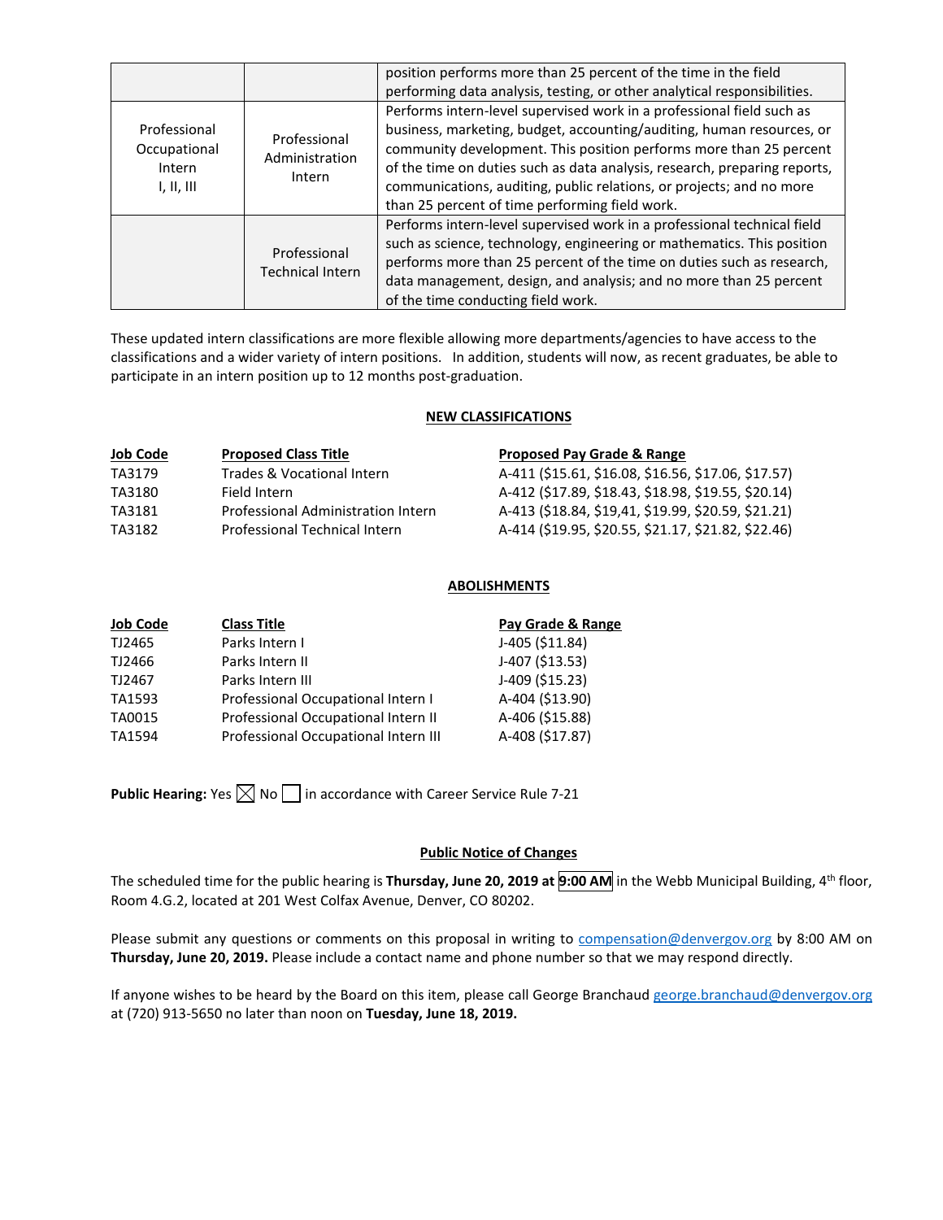| | | |
|---|---|---|
| | | position performs more than 25 percent of the time in the field performing data analysis, testing, or other analytical responsibilities. |
| Professional Occupational Intern I, II, III | Professional Administration Intern | Performs intern-level supervised work in a professional field such as business, marketing, budget, accounting/auditing, human resources, or community development. This position performs more than 25 percent of the time on duties such as data analysis, research, preparing reports, communications, auditing, public relations, or projects; and no more than 25 percent of time performing field work. |
| | Professional Technical Intern | Performs intern-level supervised work in a professional technical field such as science, technology, engineering or mathematics. This position performs more than 25 percent of the time on duties such as research, data management, design, and analysis; and no more than 25 percent of the time conducting field work. |

These updated intern classifications are more flexible allowing more departments/agencies to have access to the classifications and a wider variety of intern positions. In addition, students will now, as recent graduates, be able to participate in an intern position up to 12 months post-graduation.

## NEW CLASSIFICATIONS

| Job Code | Proposed Class Title | Proposed Pay Grade & Range |
|---|---|---|
| TA3179 | Trades & Vocational Intern | A-411 ($15.61, $16.08, $16.56, $17.06, $17.57) |
| TA3180 | Field Intern | A-412 ($17.89, $18.43, $18.98, $19.55, $20.14) |
| TA3181 | Professional Administration Intern | A-413 ($18.84, $19,41, $19.99, $20.59, $21.21) |
| TA3182 | Professional Technical Intern | A-414 ($19.95, $20.55, $21.17, $21.82, $22.46) |

## ABOLISHMENTS

| Job Code | Class Title | Pay Grade & Range |
|---|---|---|
| TJ2465 | Parks Intern I | J-405 ($11.84) |
| TJ2466 | Parks Intern II | J-407 ($13.53) |
| TJ2467 | Parks Intern III | J-409 ($15.23) |
| TA1593 | Professional Occupational Intern I | A-404 ($13.90) |
| TA0015 | Professional Occupational Intern II | A-406 ($15.88) |
| TA1594 | Professional Occupational Intern III | A-408 ($17.87) |

**Public Hearing:** Yes ☒ No ☐ in accordance with Career Service Rule 7-21

## Public Notice of Changes

The scheduled time for the public hearing is **Thursday, June 20, 2019 at 9:00 AM** in the Webb Municipal Building, 4th floor, Room 4.G.2, located at 201 West Colfax Avenue, Denver, CO 80202.

Please submit any questions or comments on this proposal in writing to compensation@denvergov.org by 8:00 AM on **Thursday, June 20, 2019.** Please include a contact name and phone number so that we may respond directly.

If anyone wishes to be heard by the Board on this item, please call George Branchaud george.branchaud@denvergov.org at (720) 913-5650 no later than noon on **Tuesday, June 18, 2019.**